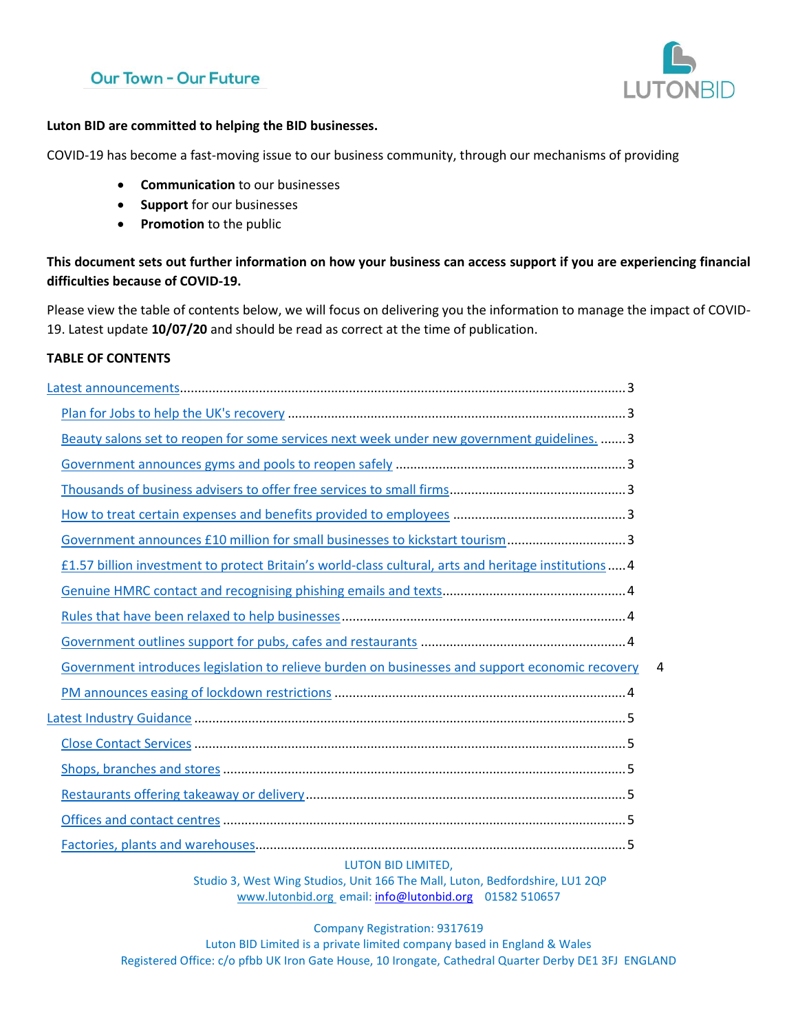Our Town - Our Future

LUTONBID

**Luton BID are committed to helping the BID businesses.**

COVID-19 has become a fast-moving issue to our business community, through our mechanisms of providing

- **Communication** to our businesses
- **Support** for our businesses
- **Promotion** to the public

**This document sets out further information on how your business can access support if you are experiencing financial difficulties because of COVID-19.**

Please view the table of contents below, we will focus on delivering you the information to manage the impact of COVID-19. Latest update **10/07/20** and should be read as correct at the time of publication.

**TABLE OF CONTENTS**

- Latest announcements ..... 3
  - Plan for Jobs to help the UK's recovery ..... 3
  - Beauty salons set to reopen for some services next week under new government guidelines. ..... 3
  - Government announces gyms and pools to reopen safely ..... 3
  - Thousands of business advisers to offer free services to small firms ..... 3
  - How to treat certain expenses and benefits provided to employees ..... 3
  - Government announces £10 million for small businesses to kickstart tourism ..... 3
  - £1.57 billion investment to protect Britain's world-class cultural, arts and heritage institutions ..... 4
  - Genuine HMRC contact and recognising phishing emails and texts ..... 4
  - Rules that have been relaxed to help businesses ..... 4
  - Government outlines support for pubs, cafes and restaurants ..... 4
  - Government introduces legislation to relieve burden on businesses and support economic recovery ..... 4
  - PM announces easing of lockdown restrictions ..... 4
- Latest Industry Guidance ..... 5
  - Close Contact Services ..... 5
  - Shops, branches and stores ..... 5
  - Restaurants offering takeaway or delivery ..... 5
  - Offices and contact centres ..... 5
  - Factories, plants and warehouses ..... 5

LUTON BID LIMITED,
Studio 3, West Wing Studios, Unit 166 The Mall, Luton, Bedfordshire, LU1 2QP
www.lutonbid.org email: info@lutonbid.org 01582 510657

Company Registration: 9317619
Luton BID Limited is a private limited company based in England & Wales
Registered Office: c/o pfbb UK Iron Gate House, 10 Irongate, Cathedral Quarter Derby DE1 3FJ ENGLAND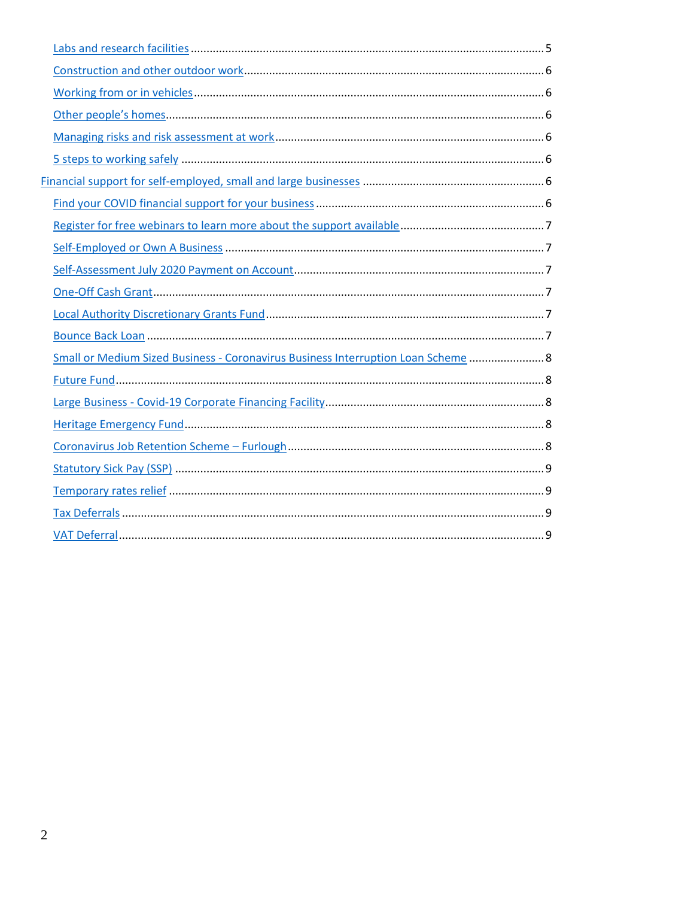- Labs and research facilities ........ 5
- Construction and other outdoor work ........ 6
- Working from or in vehicles ........ 6
- Other people's homes ........ 6
- Managing risks and risk assessment at work ........ 6
- 5 steps to working safely ........ 6

Financial support for self-employed, small and large businesses ........ 6

- Find your COVID financial support for your business ........ 6
- Register for free webinars to learn more about the support available ........ 7
- Self-Employed or Own A Business ........ 7
- Self-Assessment July 2020 Payment on Account ........ 7
- One-Off Cash Grant ........ 7
- Local Authority Discretionary Grants Fund ........ 7
- Bounce Back Loan ........ 7
- Small or Medium Sized Business - Coronavirus Business Interruption Loan Scheme ........ 8
- Future Fund ........ 8
- Large Business - Covid-19 Corporate Financing Facility ........ 8
- Heritage Emergency Fund ........ 8
- Coronavirus Job Retention Scheme – Furlough ........ 8
- Statutory Sick Pay (SSP) ........ 9
- Temporary rates relief ........ 9
- Tax Deferrals ........ 9
- VAT Deferral ........ 9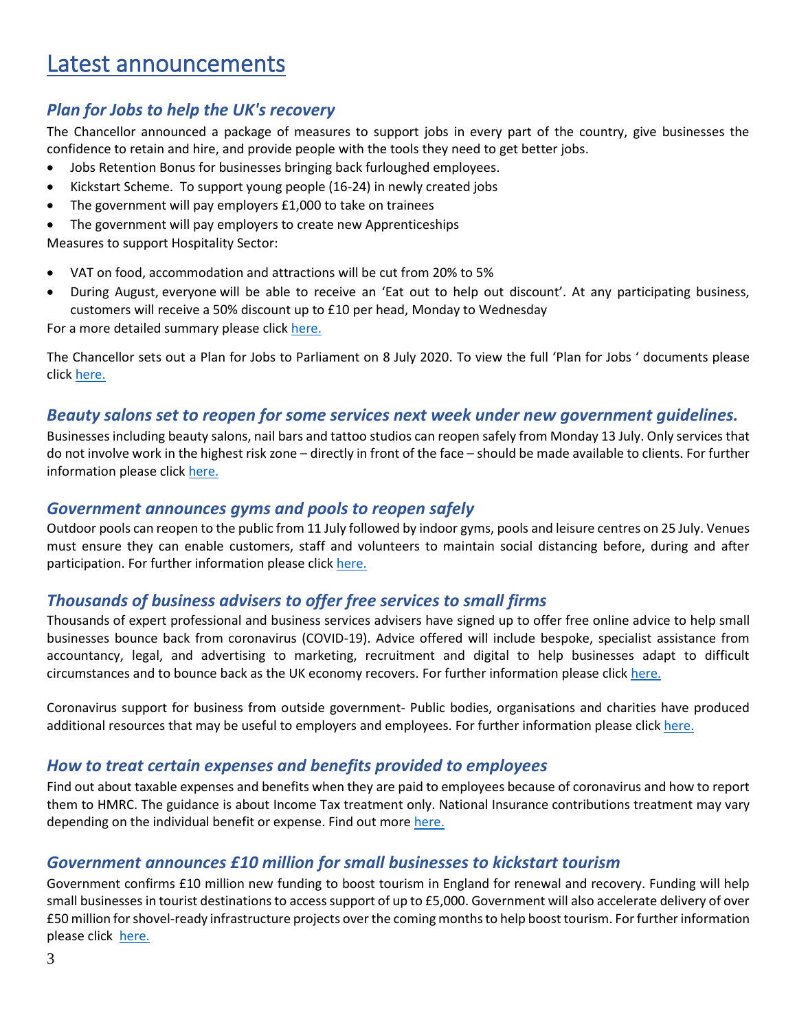# Latest announcements

## *Plan for Jobs to help the UK's recovery*

The Chancellor announced a package of measures to support jobs in every part of the country, give businesses the confidence to retain and hire, and provide people with the tools they need to get better jobs.

- Jobs Retention Bonus for businesses bringing back furloughed employees.
- Kickstart Scheme. To support young people (16-24) in newly created jobs
- The government will pay employers £1,000 to take on trainees
- The government will pay employers to create new Apprenticeships

Measures to support Hospitality Sector:

- VAT on food, accommodation and attractions will be cut from 20% to 5%
- During August, everyone will be able to receive an 'Eat out to help out discount'. At any participating business, customers will receive a 50% discount up to £10 per head, Monday to Wednesday

For a more detailed summary please click here.

The Chancellor sets out a Plan for Jobs to Parliament on 8 July 2020. To view the full 'Plan for Jobs ' documents please click here.

## *Beauty salons set to reopen for some services next week under new government guidelines.*

Businesses including beauty salons, nail bars and tattoo studios can reopen safely from Monday 13 July. Only services that do not involve work in the highest risk zone – directly in front of the face – should be made available to clients. For further information please click here.

## *Government announces gyms and pools to reopen safely*

Outdoor pools can reopen to the public from 11 July followed by indoor gyms, pools and leisure centres on 25 July. Venues must ensure they can enable customers, staff and volunteers to maintain social distancing before, during and after participation. For further information please click here.

## *Thousands of business advisers to offer free services to small firms*

Thousands of expert professional and business services advisers have signed up to offer free online advice to help small businesses bounce back from coronavirus (COVID-19). Advice offered will include bespoke, specialist assistance from accountancy, legal, and advertising to marketing, recruitment and digital to help businesses adapt to difficult circumstances and to bounce back as the UK economy recovers. For further information please click here.

Coronavirus support for business from outside government- Public bodies, organisations and charities have produced additional resources that may be useful to employers and employees. For further information please click here.

## *How to treat certain expenses and benefits provided to employees*

Find out about taxable expenses and benefits when they are paid to employees because of coronavirus and how to report them to HMRC. The guidance is about Income Tax treatment only. National Insurance contributions treatment may vary depending on the individual benefit or expense. Find out more here.

## *Government announces £10 million for small businesses to kickstart tourism*

Government confirms £10 million new funding to boost tourism in England for renewal and recovery. Funding will help small businesses in tourist destinations to access support of up to £5,000. Government will also accelerate delivery of over £50 million for shovel-ready infrastructure projects over the coming months to help boost tourism. For further information please click here.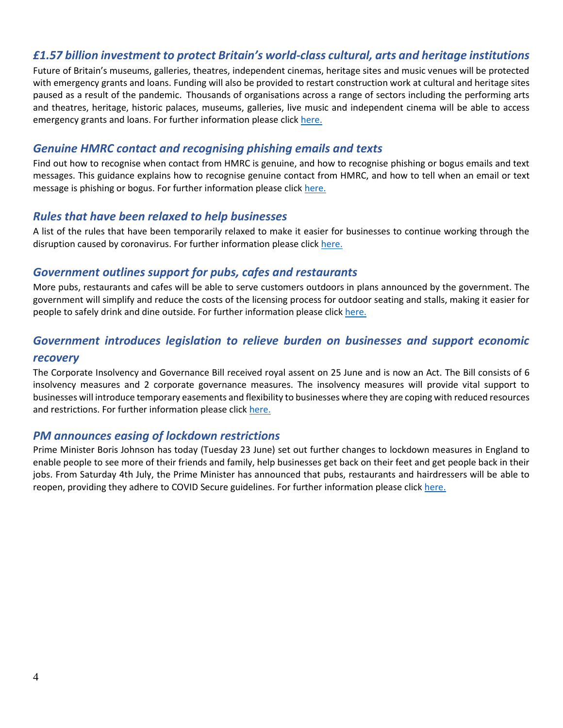### *£1.57 billion investment to protect Britain's world-class cultural, arts and heritage institutions*

Future of Britain's museums, galleries, theatres, independent cinemas, heritage sites and music venues will be protected with emergency grants and loans. Funding will also be provided to restart construction work at cultural and heritage sites paused as a result of the pandemic. Thousands of organisations across a range of sectors including the performing arts and theatres, heritage, historic palaces, museums, galleries, live music and independent cinema will be able to access emergency grants and loans. For further information please click here.

### *Genuine HMRC contact and recognising phishing emails and texts*

Find out how to recognise when contact from HMRC is genuine, and how to recognise phishing or bogus emails and text messages. This guidance explains how to recognise genuine contact from HMRC, and how to tell when an email or text message is phishing or bogus. For further information please click here.

### *Rules that have been relaxed to help businesses*

A list of the rules that have been temporarily relaxed to make it easier for businesses to continue working through the disruption caused by coronavirus. For further information please click here.

### *Government outlines support for pubs, cafes and restaurants*

More pubs, restaurants and cafes will be able to serve customers outdoors in plans announced by the government. The government will simplify and reduce the costs of the licensing process for outdoor seating and stalls, making it easier for people to safely drink and dine outside. For further information please click here.

### *Government introduces legislation to relieve burden on businesses and support economic recovery*

The Corporate Insolvency and Governance Bill received royal assent on 25 June and is now an Act. The Bill consists of 6 insolvency measures and 2 corporate governance measures. The insolvency measures will provide vital support to businesses will introduce temporary easements and flexibility to businesses where they are coping with reduced resources and restrictions. For further information please click here.

### *PM announces easing of lockdown restrictions*

Prime Minister Boris Johnson has today (Tuesday 23 June) set out further changes to lockdown measures in England to enable people to see more of their friends and family, help businesses get back on their feet and get people back in their jobs. From Saturday 4th July, the Prime Minister has announced that pubs, restaurants and hairdressers will be able to reopen, providing they adhere to COVID Secure guidelines. For further information please click here.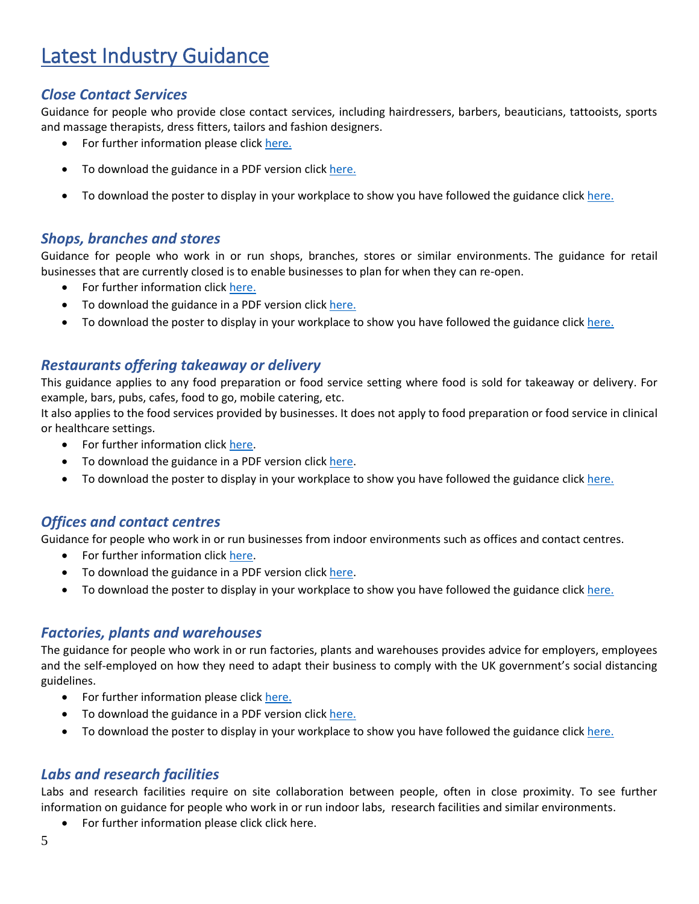# Latest Industry Guidance

## *Close Contact Services*

Guidance for people who provide close contact services, including hairdressers, barbers, beauticians, tattooists, sports and massage therapists, dress fitters, tailors and fashion designers.

- For further information please click here.
- To download the guidance in a PDF version click here.
- To download the poster to display in your workplace to show you have followed the guidance click here.

## *Shops, branches and stores*

Guidance for people who work in or run shops, branches, stores or similar environments. The guidance for retail businesses that are currently closed is to enable businesses to plan for when they can re-open.

- For further information click here.
- To download the guidance in a PDF version click here.
- To download the poster to display in your workplace to show you have followed the guidance click here.

## *Restaurants offering takeaway or delivery*

This guidance applies to any food preparation or food service setting where food is sold for takeaway or delivery. For example, bars, pubs, cafes, food to go, mobile catering, etc.

It also applies to the food services provided by businesses. It does not apply to food preparation or food service in clinical or healthcare settings.

- For further information click here.
- To download the guidance in a PDF version click here.
- To download the poster to display in your workplace to show you have followed the guidance click here.

## *Offices and contact centres*

Guidance for people who work in or run businesses from indoor environments such as offices and contact centres.

- For further information click here.
- To download the guidance in a PDF version click here.
- To download the poster to display in your workplace to show you have followed the guidance click here.

## *Factories, plants and warehouses*

The guidance for people who work in or run factories, plants and warehouses provides advice for employers, employees and the self-employed on how they need to adapt their business to comply with the UK government's social distancing guidelines.

- For further information please click here.
- To download the guidance in a PDF version click here.
- To download the poster to display in your workplace to show you have followed the guidance click here.

## *Labs and research facilities*

Labs and research facilities require on site collaboration between people, often in close proximity. To see further information on guidance for people who work in or run indoor labs, research facilities and similar environments.

- For further information please click click here.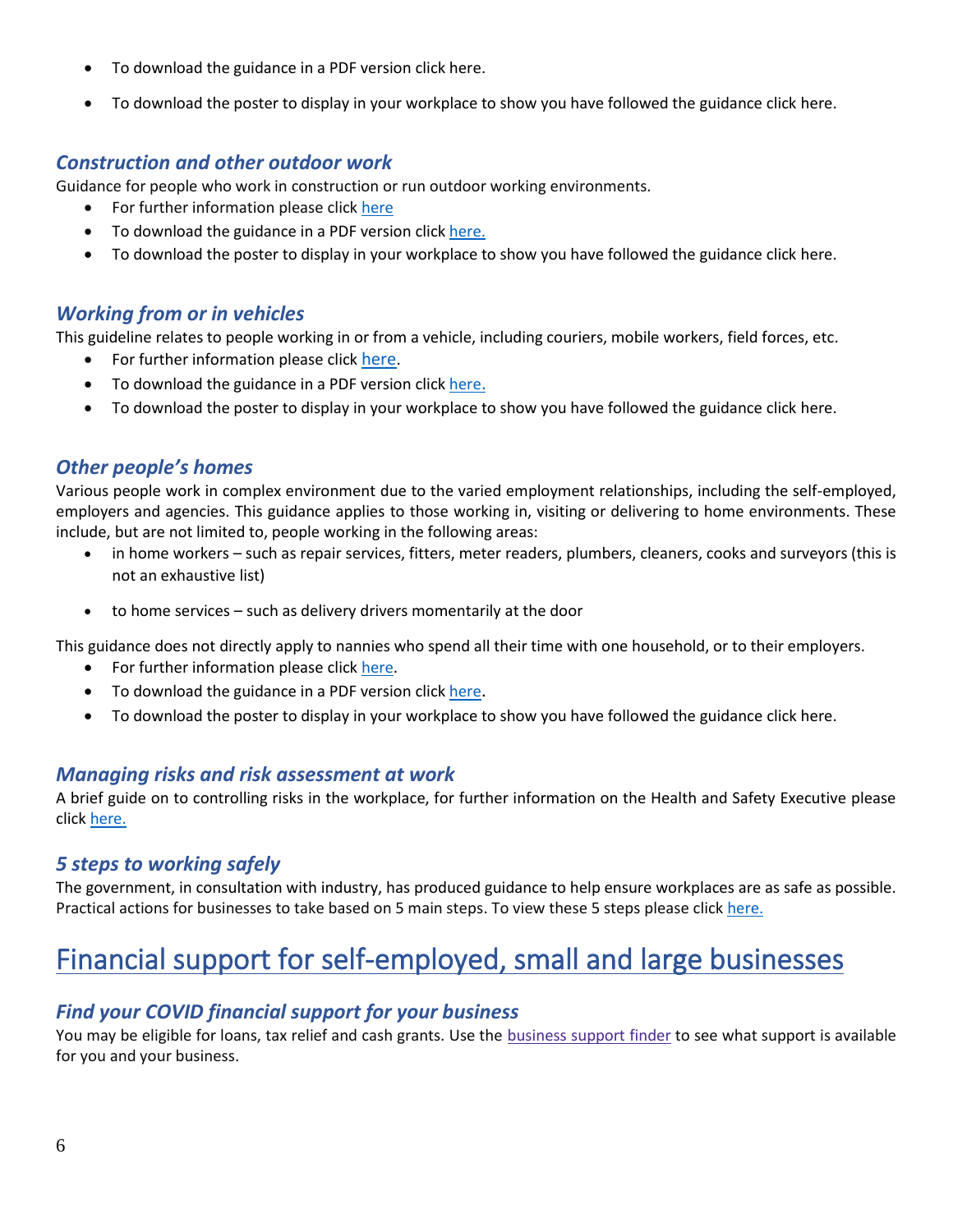- To download the guidance in a PDF version click here.
- To download the poster to display in your workplace to show you have followed the guidance click here.

### *Construction and other outdoor work*

Guidance for people who work in construction or run outdoor working environments.

- For further information please click here
- To download the guidance in a PDF version click here.
- To download the poster to display in your workplace to show you have followed the guidance click here.

### *Working from or in vehicles*

This guideline relates to people working in or from a vehicle, including couriers, mobile workers, field forces, etc.

- For further information please click here.
- To download the guidance in a PDF version click here.
- To download the poster to display in your workplace to show you have followed the guidance click here.

### *Other people's homes*

Various people work in complex environment due to the varied employment relationships, including the self-employed, employers and agencies. This guidance applies to those working in, visiting or delivering to home environments. These include, but are not limited to, people working in the following areas:

- in home workers – such as repair services, fitters, meter readers, plumbers, cleaners, cooks and surveyors (this is not an exhaustive list)
- to home services – such as delivery drivers momentarily at the door

This guidance does not directly apply to nannies who spend all their time with one household, or to their employers.

- For further information please click here.
- To download the guidance in a PDF version click here.
- To download the poster to display in your workplace to show you have followed the guidance click here.

### *Managing risks and risk assessment at work*

A brief guide on to controlling risks in the workplace, for further information on the Health and Safety Executive please click here.

### *5 steps to working safely*

The government, in consultation with industry, has produced guidance to help ensure workplaces are as safe as possible. Practical actions for businesses to take based on 5 main steps. To view these 5 steps please click here.

## Financial support for self-employed, small and large businesses

### *Find your COVID financial support for your business*

You may be eligible for loans, tax relief and cash grants. Use the business support finder to see what support is available for you and your business.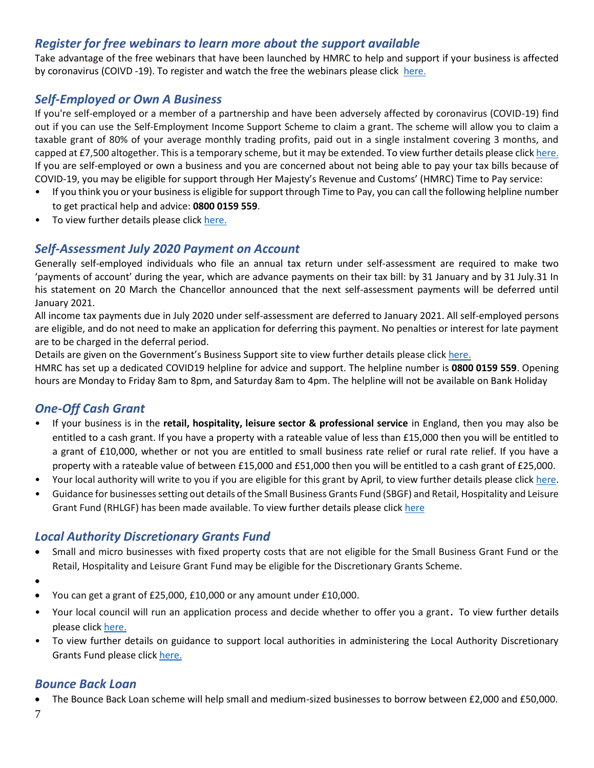## *Register for free webinars to learn more about the support available*

Take advantage of the free webinars that have been launched by HMRC to help and support if your business is affected by coronavirus (COIVD -19). To register and watch the free the webinars please click here.

## *Self-Employed or Own A Business*

If you're self-employed or a member of a partnership and have been adversely affected by coronavirus (COVID-19) find out if you can use the Self-Employment Income Support Scheme to claim a grant. The scheme will allow you to claim a taxable grant of 80% of your average monthly trading profits, paid out in a single instalment covering 3 months, and capped at £7,500 altogether. This is a temporary scheme, but it may be extended. To view further details please click here.

If you are self-employed or own a business and you are concerned about not being able to pay your tax bills because of COVID-19, you may be eligible for support through Her Majesty's Revenue and Customs' (HMRC) Time to Pay service:

- If you think you or your business is eligible for support through Time to Pay, you can call the following helpline number to get practical help and advice: **0800 0159 559**.
- To view further details please click here.

## *Self-Assessment July 2020 Payment on Account*

Generally self-employed individuals who file an annual tax return under self-assessment are required to make two 'payments of account' during the year, which are advance payments on their tax bill: by 31 January and by 31 July.31 In his statement on 20 March the Chancellor announced that the next self-assessment payments will be deferred until January 2021.

All income tax payments due in July 2020 under self-assessment are deferred to January 2021. All self-employed persons are eligible, and do not need to make an application for deferring this payment. No penalties or interest for late payment are to be charged in the deferral period.

Details are given on the Government's Business Support site to view further details please click here.

HMRC has set up a dedicated COVID19 helpline for advice and support. The helpline number is **0800 0159 559**. Opening hours are Monday to Friday 8am to 8pm, and Saturday 8am to 4pm. The helpline will not be available on Bank Holiday

## *One-Off Cash Grant*

- If your business is in the **retail, hospitality, leisure sector & professional service** in England, then you may also be entitled to a cash grant. If you have a property with a rateable value of less than £15,000 then you will be entitled to a grant of £10,000, whether or not you are entitled to small business rate relief or rural rate relief. If you have a property with a rateable value of between £15,000 and £51,000 then you will be entitled to a cash grant of £25,000.
- Your local authority will write to you if you are eligible for this grant by April, to view further details please click here.
- Guidance for businesses setting out details of the Small Business Grants Fund (SBGF) and Retail, Hospitality and Leisure Grant Fund (RHLGF) has been made available. To view further details please click here

## *Local Authority Discretionary Grants Fund*

- Small and micro businesses with fixed property costs that are not eligible for the Small Business Grant Fund or the Retail, Hospitality and Leisure Grant Fund may be eligible for the Discretionary Grants Scheme.
- 
- You can get a grant of £25,000, £10,000 or any amount under £10,000.
- Your local council will run an application process and decide whether to offer you a grant. To view further details please click here.
- To view further details on guidance to support local authorities in administering the Local Authority Discretionary Grants Fund please click here.

## *Bounce Back Loan*

- The Bounce Back Loan scheme will help small and medium-sized businesses to borrow between £2,000 and £50,000.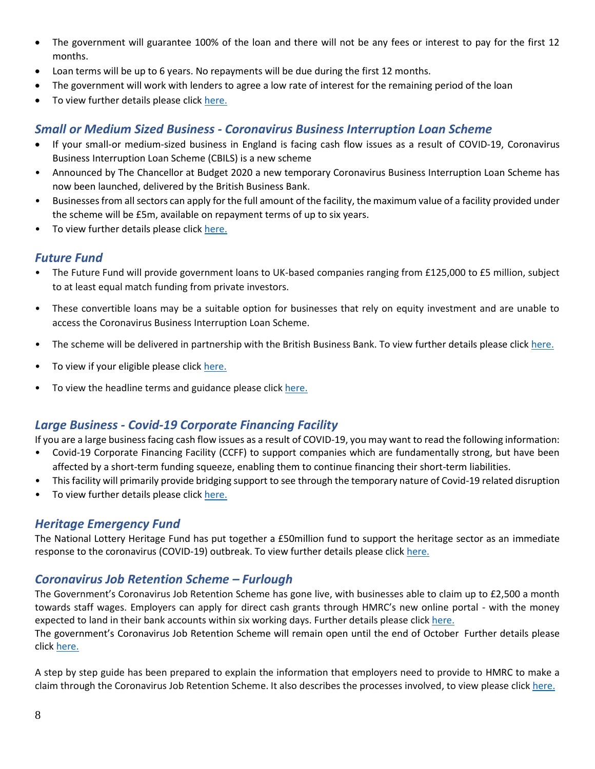- The government will guarantee 100% of the loan and there will not be any fees or interest to pay for the first 12 months.
- Loan terms will be up to 6 years. No repayments will be due during the first 12 months.
- The government will work with lenders to agree a low rate of interest for the remaining period of the loan
- To view further details please click here.

## *Small or Medium Sized Business - Coronavirus Business Interruption Loan Scheme*

- If your small-or medium-sized business in England is facing cash flow issues as a result of COVID-19, Coronavirus Business Interruption Loan Scheme (CBILS) is a new scheme
- Announced by The Chancellor at Budget 2020 a new temporary Coronavirus Business Interruption Loan Scheme has now been launched, delivered by the British Business Bank.
- Businesses from all sectors can apply for the full amount of the facility, the maximum value of a facility provided under the scheme will be £5m, available on repayment terms of up to six years.
- To view further details please click here.

## *Future Fund*

- The Future Fund will provide government loans to UK-based companies ranging from £125,000 to £5 million, subject to at least equal match funding from private investors.
- These convertible loans may be a suitable option for businesses that rely on equity investment and are unable to access the Coronavirus Business Interruption Loan Scheme.
- The scheme will be delivered in partnership with the British Business Bank. To view further details please click here.
- To view if your eligible please click here.
- To view the headline terms and guidance please click here.

## *Large Business - Covid-19 Corporate Financing Facility*

If you are a large business facing cash flow issues as a result of COVID-19, you may want to read the following information:

- Covid-19 Corporate Financing Facility (CCFF) to support companies which are fundamentally strong, but have been affected by a short-term funding squeeze, enabling them to continue financing their short-term liabilities.
- This facility will primarily provide bridging support to see through the temporary nature of Covid-19 related disruption
- To view further details please click here.

## *Heritage Emergency Fund*

The National Lottery Heritage Fund has put together a £50million fund to support the heritage sector as an immediate response to the coronavirus (COVID-19) outbreak. To view further details please click here.

## *Coronavirus Job Retention Scheme – Furlough*

The Government's Coronavirus Job Retention Scheme has gone live, with businesses able to claim up to £2,500 a month towards staff wages. Employers can apply for direct cash grants through HMRC's new online portal - with the money expected to land in their bank accounts within six working days. Further details please click here.
The government's Coronavirus Job Retention Scheme will remain open until the end of October Further details please click here.

A step by step guide has been prepared to explain the information that employers need to provide to HMRC to make a claim through the Coronavirus Job Retention Scheme. It also describes the processes involved, to view please click here.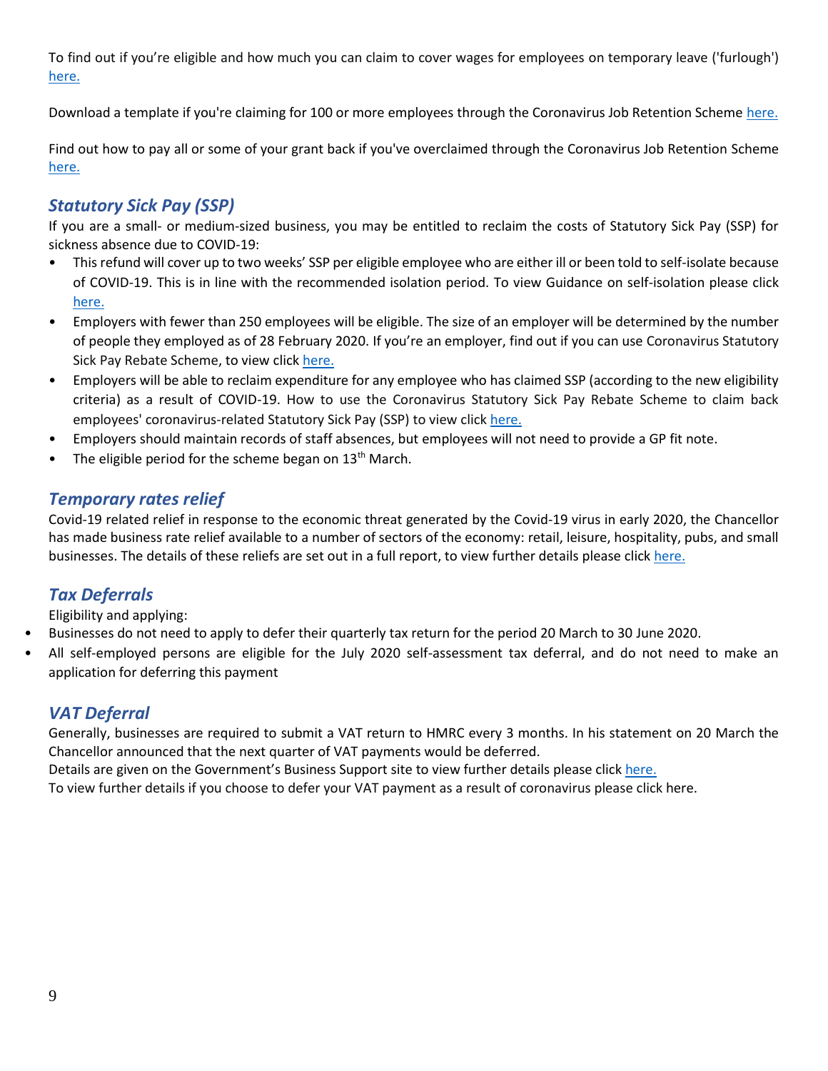To find out if you're eligible and how much you can claim to cover wages for employees on temporary leave ('furlough') here.

Download a template if you're claiming for 100 or more employees through the Coronavirus Job Retention Scheme here.

Find out how to pay all or some of your grant back if you've overclaimed through the Coronavirus Job Retention Scheme here.

## *Statutory Sick Pay (SSP)*

If you are a small- or medium-sized business, you may be entitled to reclaim the costs of Statutory Sick Pay (SSP) for sickness absence due to COVID-19:

- This refund will cover up to two weeks' SSP per eligible employee who are either ill or been told to self-isolate because of COVID-19. This is in line with the recommended isolation period. To view Guidance on self-isolation please click here.
- Employers with fewer than 250 employees will be eligible. The size of an employer will be determined by the number of people they employed as of 28 February 2020. If you're an employer, find out if you can use Coronavirus Statutory Sick Pay Rebate Scheme, to view click here.
- Employers will be able to reclaim expenditure for any employee who has claimed SSP (according to the new eligibility criteria) as a result of COVID-19. How to use the Coronavirus Statutory Sick Pay Rebate Scheme to claim back employees' coronavirus-related Statutory Sick Pay (SSP) to view click here.
- Employers should maintain records of staff absences, but employees will not need to provide a GP fit note.
- The eligible period for the scheme began on 13th March.

## *Temporary rates relief*

Covid-19 related relief in response to the economic threat generated by the Covid-19 virus in early 2020, the Chancellor has made business rate relief available to a number of sectors of the economy: retail, leisure, hospitality, pubs, and small businesses. The details of these reliefs are set out in a full report, to view further details please click here.

## *Tax Deferrals*

Eligibility and applying:

- Businesses do not need to apply to defer their quarterly tax return for the period 20 March to 30 June 2020.
- All self-employed persons are eligible for the July 2020 self-assessment tax deferral, and do not need to make an application for deferring this payment

## *VAT Deferral*

Generally, businesses are required to submit a VAT return to HMRC every 3 months. In his statement on 20 March the Chancellor announced that the next quarter of VAT payments would be deferred.

Details are given on the Government's Business Support site to view further details please click here.

To view further details if you choose to defer your VAT payment as a result of coronavirus please click here.